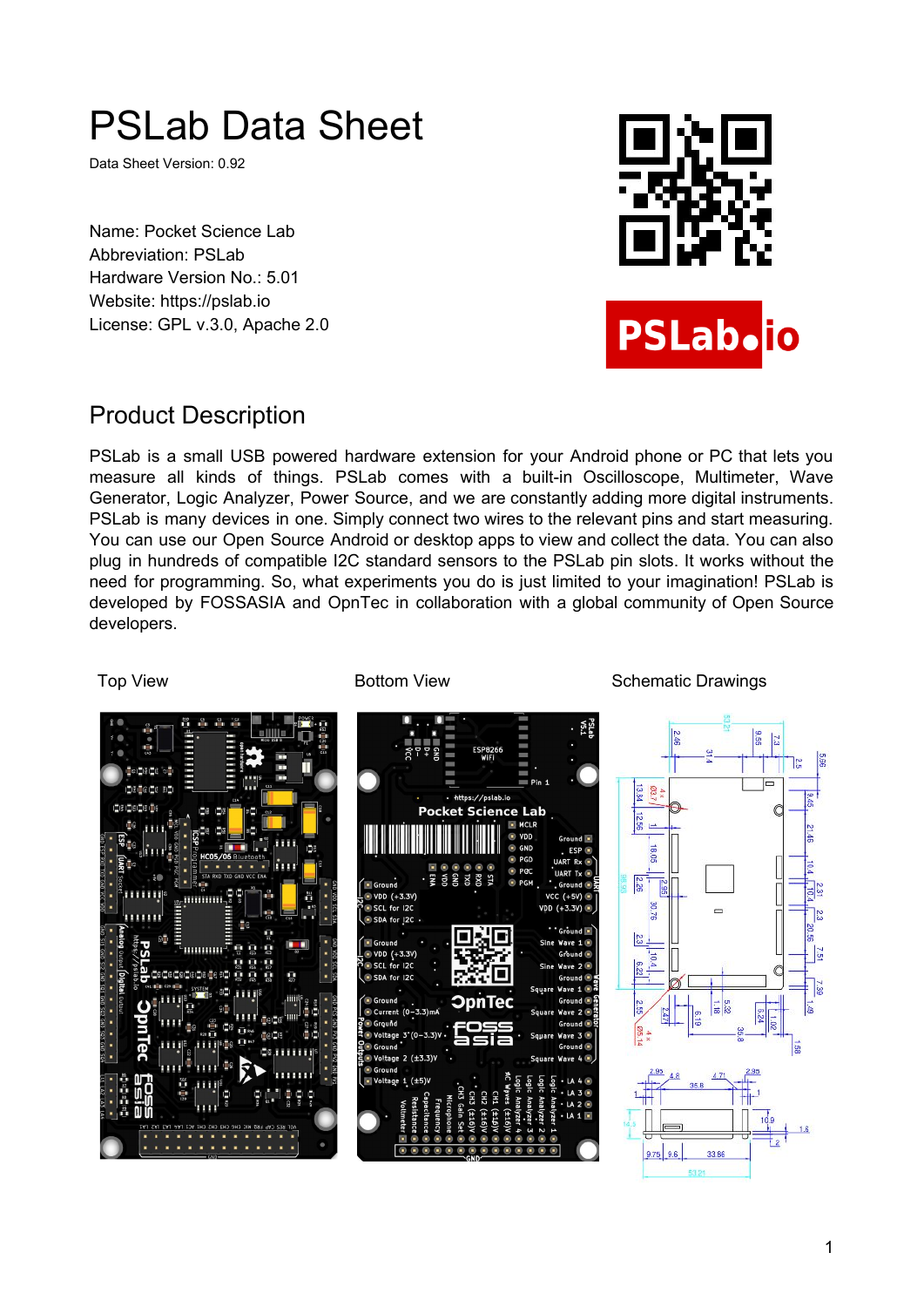# PSLab Data Sheet

Data Sheet Version: 0.92

Name: Pocket Science Lab
Abbreviation: PSLab
Hardware Version No.: 5.01
Website: https://pslab.io
License: GPL v.3.0, Apache 2.0

## Product Description

PSLab is a small USB powered hardware extension for your Android phone or PC that lets you measure all kinds of things. PSLab comes with a built-in Oscilloscope, Multimeter, Wave Generator, Logic Analyzer, Power Source, and we are constantly adding more digital instruments. PSLab is many devices in one. Simply connect two wires to the relevant pins and start measuring. You can use our Open Source Android or desktop apps to view and collect the data. You can also plug in hundreds of compatible I2C standard sensors to the PSLab pin slots. It works without the need for programming. So, what experiments you do is just limited to your imagination! PSLab is developed by FOSSASIA and OpnTec in collaboration with a global community of Open Source developers.

Top View

Bottom View

Schematic Drawings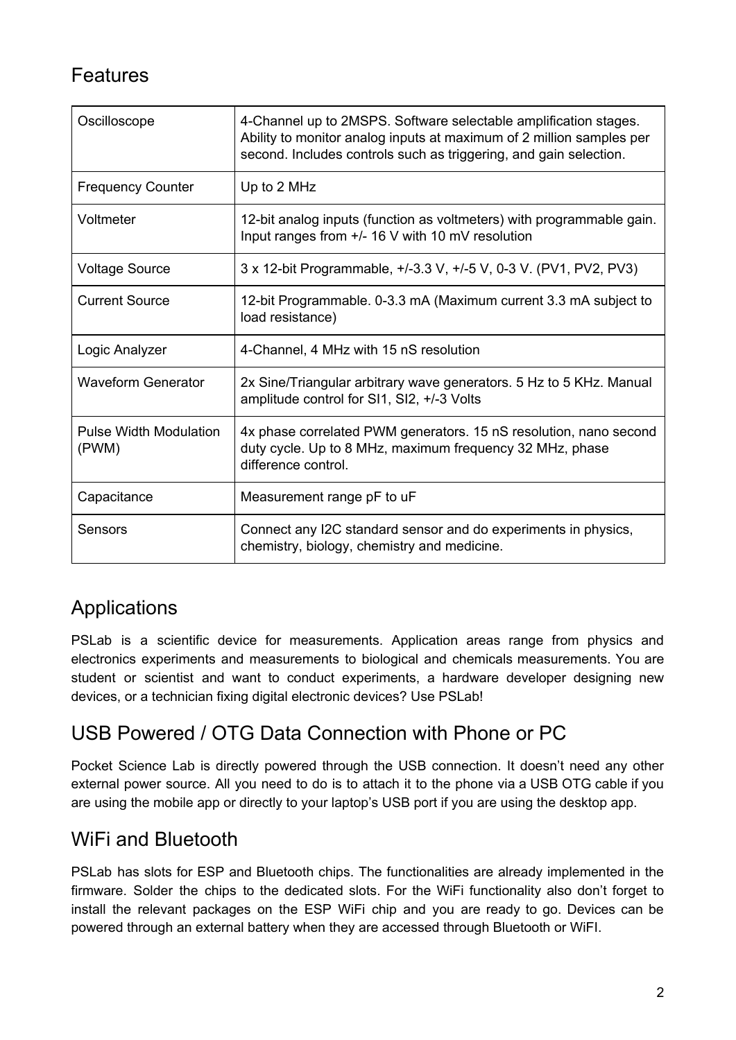## Features

| | |
|---|---|
| Oscilloscope | 4-Channel up to 2MSPS. Software selectable amplification stages. Ability to monitor analog inputs at maximum of 2 million samples per second. Includes controls such as triggering, and gain selection. |
| Frequency Counter | Up to 2 MHz |
| Voltmeter | 12-bit analog inputs (function as voltmeters) with programmable gain. Input ranges from +/- 16 V with 10 mV resolution |
| Voltage Source | 3 x 12-bit Programmable, +/-3.3 V, +/-5 V, 0-3 V. (PV1, PV2, PV3) |
| Current Source | 12-bit Programmable. 0-3.3 mA (Maximum current 3.3 mA subject to load resistance) |
| Logic Analyzer | 4-Channel, 4 MHz with 15 nS resolution |
| Waveform Generator | 2x Sine/Triangular arbitrary wave generators. 5 Hz to 5 KHz. Manual amplitude control for SI1, SI2, +/-3 Volts |
| Pulse Width Modulation (PWM) | 4x phase correlated PWM generators. 15 nS resolution, nano second duty cycle. Up to 8 MHz, maximum frequency 32 MHz, phase difference control. |
| Capacitance | Measurement range pF to uF |
| Sensors | Connect any I2C standard sensor and do experiments in physics, chemistry, biology, chemistry and medicine. |

## Applications

PSLab is a scientific device for measurements. Application areas range from physics and electronics experiments and measurements to biological and chemicals measurements. You are student or scientist and want to conduct experiments, a hardware developer designing new devices, or a technician fixing digital electronic devices? Use PSLab!

## USB Powered / OTG Data Connection with Phone or PC

Pocket Science Lab is directly powered through the USB connection. It doesn't need any other external power source. All you need to do is to attach it to the phone via a USB OTG cable if you are using the mobile app or directly to your laptop's USB port if you are using the desktop app.

## WiFi and Bluetooth

PSLab has slots for ESP and Bluetooth chips. The functionalities are already implemented in the firmware. Solder the chips to the dedicated slots. For the WiFi functionality also don't forget to install the relevant packages on the ESP WiFi chip and you are ready to go. Devices can be powered through an external battery when they are accessed through Bluetooth or WiFI.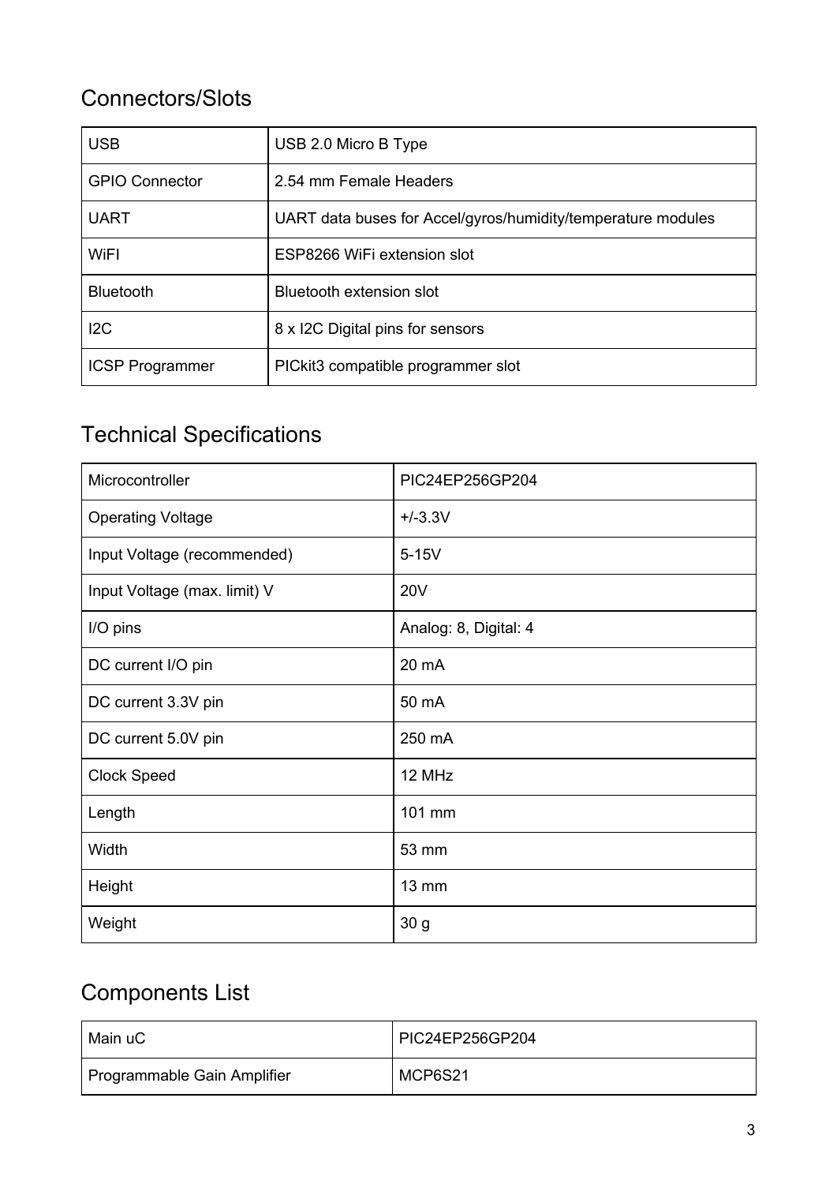## Connectors/Slots

| | |
|---|---|
| USB | USB 2.0 Micro B Type |
| GPIO Connector | 2.54 mm Female Headers |
| UART | UART data buses for Accel/gyros/humidity/temperature modules |
| WiFI | ESP8266 WiFi extension slot |
| Bluetooth | Bluetooth extension slot |
| I2C | 8 x I2C Digital pins for sensors |
| ICSP Programmer | PICkit3 compatible programmer slot |

## Technical Specifications

| | |
|---|---|
| Microcontroller | PIC24EP256GP204 |
| Operating Voltage | +/-3.3V |
| Input Voltage (recommended) | 5-15V |
| Input Voltage (max. limit) V | 20V |
| I/O pins | Analog: 8, Digital: 4 |
| DC current I/O pin | 20 mA |
| DC current 3.3V pin | 50 mA |
| DC current 5.0V pin | 250 mA |
| Clock Speed | 12 MHz |
| Length | 101 mm |
| Width | 53 mm |
| Height | 13 mm |
| Weight | 30 g |

## Components List

| | |
|---|---|
| Main uC | PIC24EP256GP204 |
| Programmable Gain Amplifier | MCP6S21 |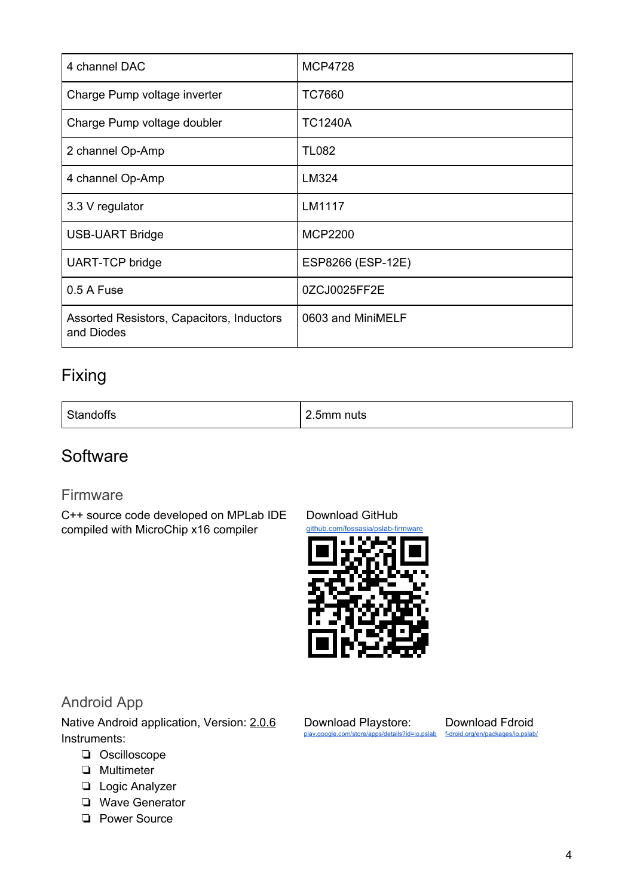| 4 channel DAC | MCP4728 |
|---|---|
| Charge Pump voltage inverter | TC7660 |
| Charge Pump voltage doubler | TC1240A |
| 2 channel Op-Amp | TL082 |
| 4 channel Op-Amp | LM324 |
| 3.3 V regulator | LM1117 |
| USB-UART Bridge | MCP2200 |
| UART-TCP bridge | ESP8266 (ESP-12E) |
| 0.5 A Fuse | 0ZCJ0025FF2E |
| Assorted Resistors, Capacitors, Inductors and Diodes | 0603 and MiniMELF |

## Fixing

| Standoffs | 2.5mm nuts |
|---|---|

## Software

### Firmware

C++ source code developed on MPLab IDE compiled with MicroChip x16 compiler

Download GitHub
github.com/fossasia/pslab-firmware

### Android App

Native Android application, Version: 2.0.6

Instruments:

- Oscilloscope
- Multimeter
- Logic Analyzer
- Wave Generator
- Power Source

Download Playstore:
play.google.com/store/apps/details?id=io.pslab

Download Fdroid
f-droid.org/en/packages/io.pslab/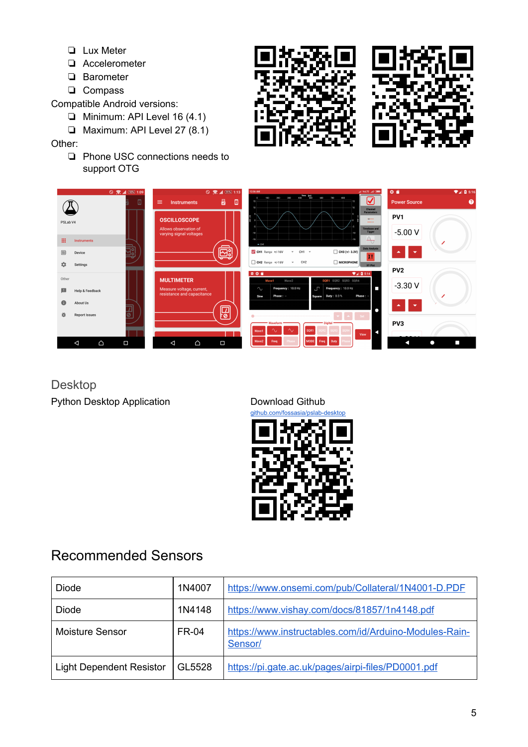- Lux Meter
- Accelerometer
- Barometer
- Compass

Compatible Android versions:

- Minimum: API Level 16 (4.1)
- Maximum: API Level 27 (8.1)

Other:

- Phone USC connections needs to support OTG

## Desktop

Python Desktop Application

Download Github

github.com/fossasia/pslab-desktop

## Recommended Sensors

| Diode | 1N4007 | https://www.onsemi.com/pub/Collateral/1N4001-D.PDF |
|---|---|---|
| Diode | 1N4148 | https://www.vishay.com/docs/81857/1n4148.pdf |
| Moisture Sensor | FR-04 | https://www.instructables.com/id/Arduino-Modules-Rain-Sensor/ |
| Light Dependent Resistor | GL5528 | https://pi.gate.ac.uk/pages/airpi-files/PD0001.pdf |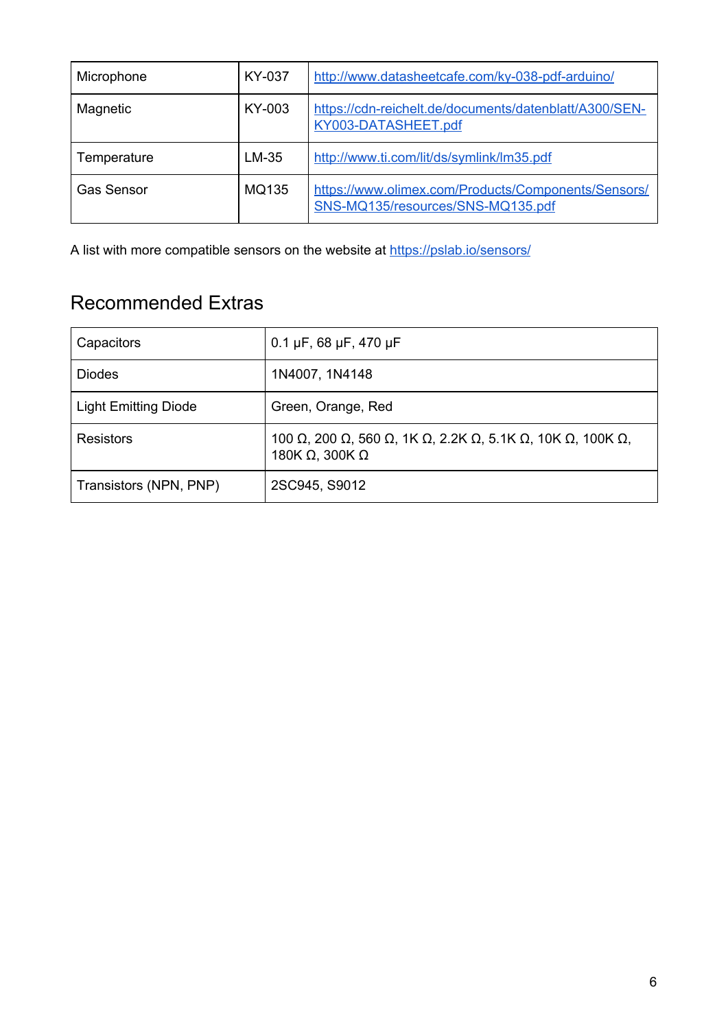| | | |
|---|---|---|
| Microphone | KY-037 | http://www.datasheetcafe.com/ky-038-pdf-arduino/ |
| Magnetic | KY-003 | https://cdn-reichelt.de/documents/datenblatt/A300/SEN-KY003-DATASHEET.pdf |
| Temperature | LM-35 | http://www.ti.com/lit/ds/symlink/lm35.pdf |
| Gas Sensor | MQ135 | https://www.olimex.com/Products/Components/Sensors/SNS-MQ135/resources/SNS-MQ135.pdf |

A list with more compatible sensors on the website at https://pslab.io/sensors/

## Recommended Extras

| | |
|---|---|
| Capacitors | 0.1 μF, 68 μF, 470 μF |
| Diodes | 1N4007, 1N4148 |
| Light Emitting Diode | Green, Orange, Red |
| Resistors | 100 Ω, 200 Ω, 560 Ω, 1K Ω, 2.2K Ω, 5.1K Ω, 10K Ω, 100K Ω, 180K Ω, 300K Ω |
| Transistors (NPN, PNP) | 2SC945, S9012 |